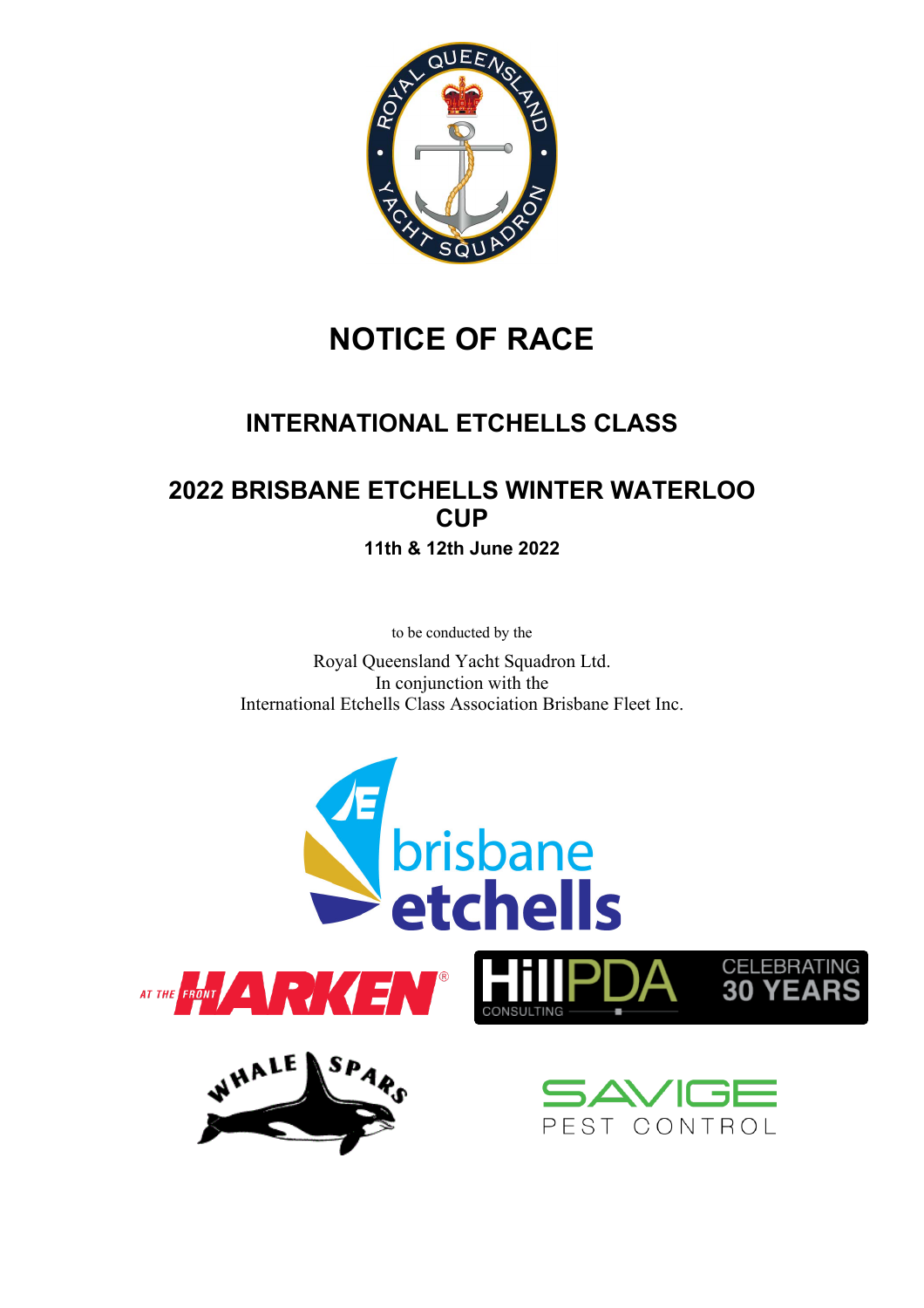# NOTICE OF RACE

## INTERNATIONAL ETCHELLS CLASS

## 2022 BRISBANE ETCHELLS WINTER WATERLOO CUP

**11th & 12th June 2022**

to be conducted by the

Royal Queensland Yacht Squadron Ltd.
In conjunction with the
International Etchells Class Association Brisbane Fleet Inc.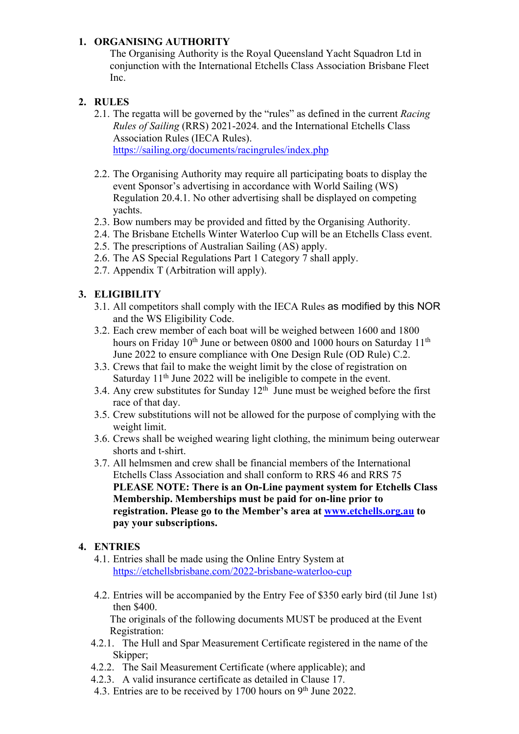## 1. ORGANISING AUTHORITY

The Organising Authority is the Royal Queensland Yacht Squadron Ltd in conjunction with the International Etchells Class Association Brisbane Fleet Inc.

## 2. RULES

2.1. The regatta will be governed by the "rules" as defined in the current *Racing Rules of Sailing* (RRS) 2021-2024. and the International Etchells Class Association Rules (IECA Rules). [https://sailing.org/documents/racingrules/index.php](https://sailing.org/documents/racingrules/index.php)

2.2. The Organising Authority may require all participating boats to display the event Sponsor's advertising in accordance with World Sailing (WS) Regulation 20.4.1. No other advertising shall be displayed on competing yachts.

2.3. Bow numbers may be provided and fitted by the Organising Authority.

2.4. The Brisbane Etchells Winter Waterloo Cup will be an Etchells Class event.

2.5. The prescriptions of Australian Sailing (AS) apply.

2.6. The AS Special Regulations Part 1 Category 7 shall apply.

2.7. Appendix T (Arbitration will apply).

## 3. ELIGIBILITY

3.1. All competitors shall comply with the IECA Rules as modified by this NOR and the WS Eligibility Code.

3.2. Each crew member of each boat will be weighed between 1600 and 1800 hours on Friday 10th June or between 0800 and 1000 hours on Saturday 11th June 2022 to ensure compliance with One Design Rule (OD Rule) C.2.

3.3. Crews that fail to make the weight limit by the close of registration on Saturday 11th June 2022 will be ineligible to compete in the event.

3.4. Any crew substitutes for Sunday 12th June must be weighed before the first race of that day.

3.5. Crew substitutions will not be allowed for the purpose of complying with the weight limit.

3.6. Crews shall be weighed wearing light clothing, the minimum being outerwear shorts and t-shirt.

3.7. All helmsmen and crew shall be financial members of the International Etchells Class Association and shall conform to RRS 46 and RRS 75
**PLEASE NOTE: There is an On-Line payment system for Etchells Class Membership. Memberships must be paid for on-line prior to registration. Please go to the Member's area at [www.etchells.org.au](http://www.etchells.org.au) to pay your subscriptions.**

## 4. ENTRIES

4.1. Entries shall be made using the Online Entry System at [https://etchellsbrisbane.com/2022-brisbane-waterloo-cup](https://etchellsbrisbane.com/2022-brisbane-waterloo-cup)

4.2. Entries will be accompanied by the Entry Fee of $350 early bird (til June 1st) then $400.
The originals of the following documents MUST be produced at the Event Registration:

4.2.1. The Hull and Spar Measurement Certificate registered in the name of the Skipper;

4.2.2. The Sail Measurement Certificate (where applicable); and

4.2.3. A valid insurance certificate as detailed in Clause 17.

4.3. Entries are to be received by 1700 hours on 9th June 2022.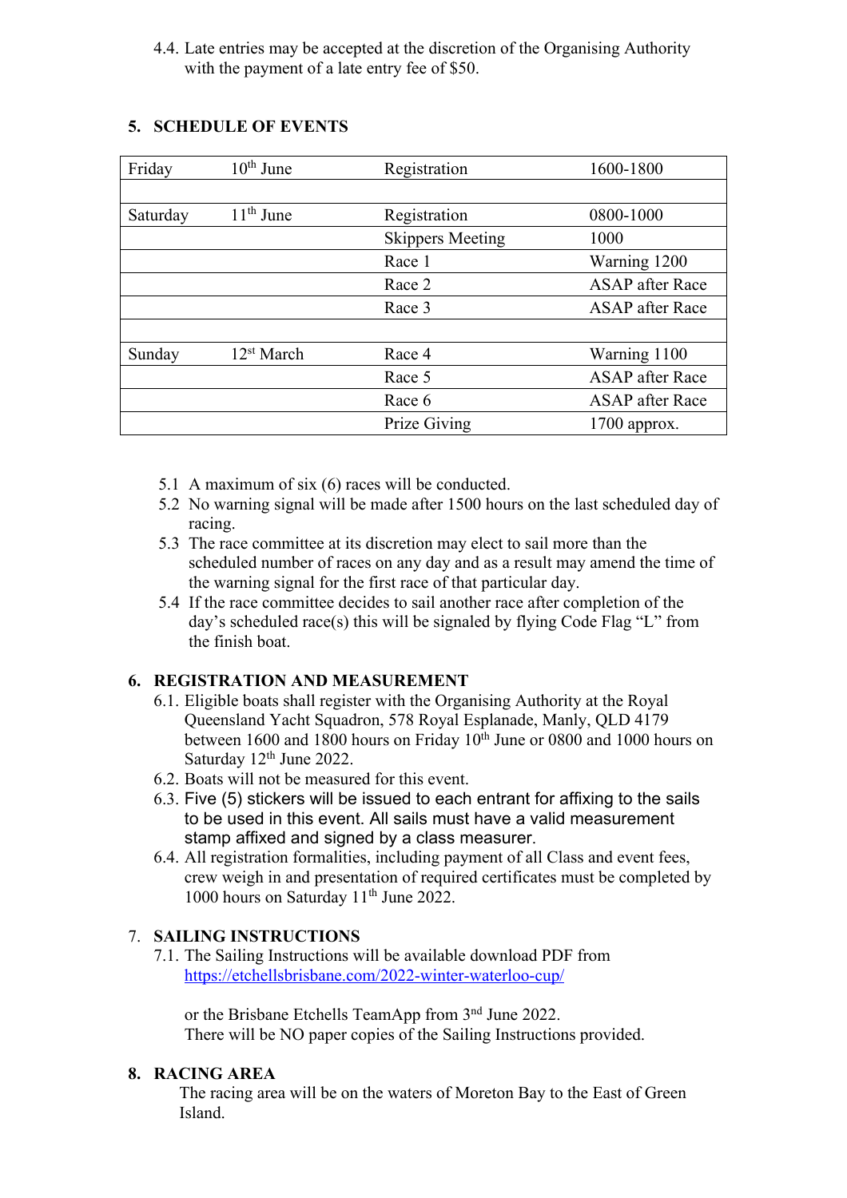4.4. Late entries may be accepted at the discretion of the Organising Authority with the payment of a late entry fee of $50.

## 5. SCHEDULE OF EVENTS

| | | | |
|---|---|---|---|
| Friday | 10th June | Registration | 1600-1800 |
| | | | |
| Saturday | 11th June | Registration | 0800-1000 |
| | | Skippers Meeting | 1000 |
| | | Race 1 | Warning 1200 |
| | | Race 2 | ASAP after Race |
| | | Race 3 | ASAP after Race |
| | | | |
| Sunday | 12st March | Race 4 | Warning 1100 |
| | | Race 5 | ASAP after Race |
| | | Race 6 | ASAP after Race |
| | | Prize Giving | 1700 approx. |

5.1 A maximum of six (6) races will be conducted.
5.2 No warning signal will be made after 1500 hours on the last scheduled day of racing.
5.3 The race committee at its discretion may elect to sail more than the scheduled number of races on any day and as a result may amend the time of the warning signal for the first race of that particular day.
5.4 If the race committee decides to sail another race after completion of the day's scheduled race(s) this will be signaled by flying Code Flag "L" from the finish boat.

## 6. REGISTRATION AND MEASUREMENT

6.1. Eligible boats shall register with the Organising Authority at the Royal Queensland Yacht Squadron, 578 Royal Esplanade, Manly, QLD 4179 between 1600 and 1800 hours on Friday 10th June or 0800 and 1000 hours on Saturday 12th June 2022.
6.2. Boats will not be measured for this event.
6.3. Five (5) stickers will be issued to each entrant for affixing to the sails to be used in this event. All sails must have a valid measurement stamp affixed and signed by a class measurer.
6.4. All registration formalities, including payment of all Class and event fees, crew weigh in and presentation of required certificates must be completed by 1000 hours on Saturday 11th June 2022.

## 7. SAILING INSTRUCTIONS

7.1. The Sailing Instructions will be available download PDF from https://etchellsbrisbane.com/2022-winter-waterloo-cup/

or the Brisbane Etchells TeamApp from 3rd June 2022.
There will be NO paper copies of the Sailing Instructions provided.

## 8. RACING AREA

The racing area will be on the waters of Moreton Bay to the East of Green Island.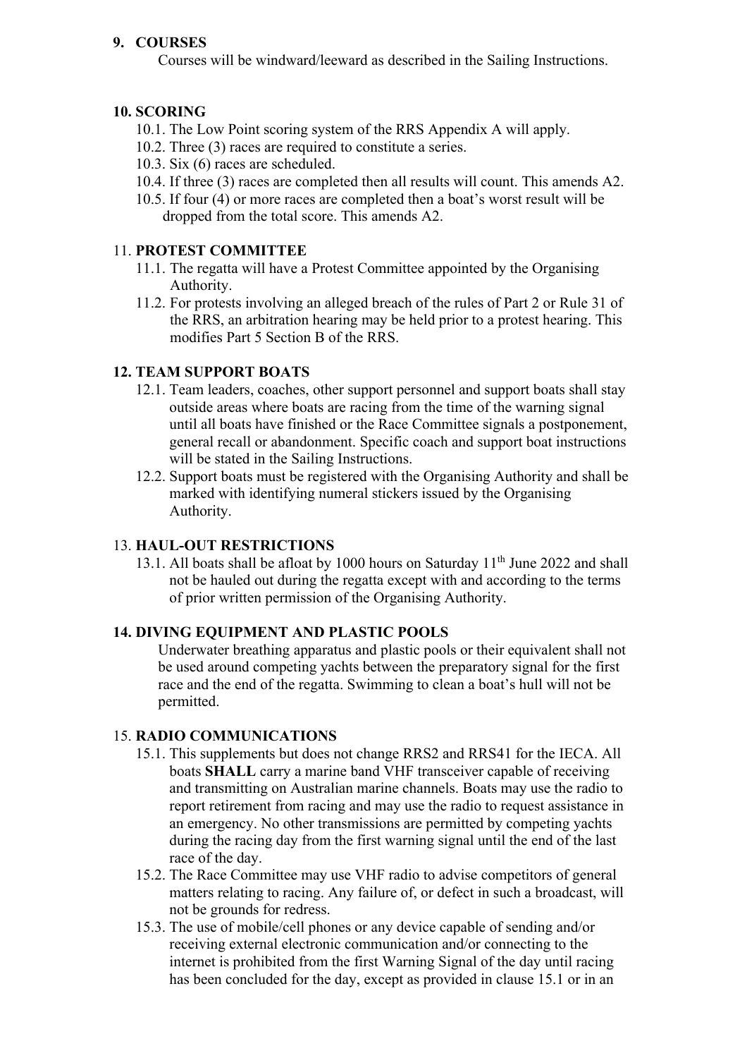## 9. COURSES

Courses will be windward/leeward as described in the Sailing Instructions.

## 10. SCORING

10.1. The Low Point scoring system of the RRS Appendix A will apply.

10.2. Three (3) races are required to constitute a series.

10.3. Six (6) races are scheduled.

10.4. If three (3) races are completed then all results will count. This amends A2.

10.5. If four (4) or more races are completed then a boat's worst result will be dropped from the total score. This amends A2.

## 11. PROTEST COMMITTEE

11.1. The regatta will have a Protest Committee appointed by the Organising Authority.

11.2. For protests involving an alleged breach of the rules of Part 2 or Rule 31 of the RRS, an arbitration hearing may be held prior to a protest hearing. This modifies Part 5 Section B of the RRS.

## 12. TEAM SUPPORT BOATS

12.1. Team leaders, coaches, other support personnel and support boats shall stay outside areas where boats are racing from the time of the warning signal until all boats have finished or the Race Committee signals a postponement, general recall or abandonment. Specific coach and support boat instructions will be stated in the Sailing Instructions.

12.2. Support boats must be registered with the Organising Authority and shall be marked with identifying numeral stickers issued by the Organising Authority.

## 13. HAUL-OUT RESTRICTIONS

13.1. All boats shall be afloat by 1000 hours on Saturday 11th June 2022 and shall not be hauled out during the regatta except with and according to the terms of prior written permission of the Organising Authority.

## 14. DIVING EQUIPMENT AND PLASTIC POOLS

Underwater breathing apparatus and plastic pools or their equivalent shall not be used around competing yachts between the preparatory signal for the first race and the end of the regatta. Swimming to clean a boat's hull will not be permitted.

## 15. RADIO COMMUNICATIONS

15.1. This supplements but does not change RRS2 and RRS41 for the IECA. All boats **SHALL** carry a marine band VHF transceiver capable of receiving and transmitting on Australian marine channels. Boats may use the radio to report retirement from racing and may use the radio to request assistance in an emergency. No other transmissions are permitted by competing yachts during the racing day from the first warning signal until the end of the last race of the day.

15.2. The Race Committee may use VHF radio to advise competitors of general matters relating to racing. Any failure of, or defect in such a broadcast, will not be grounds for redress.

15.3. The use of mobile/cell phones or any device capable of sending and/or receiving external electronic communication and/or connecting to the internet is prohibited from the first Warning Signal of the day until racing has been concluded for the day, except as provided in clause 15.1 or in an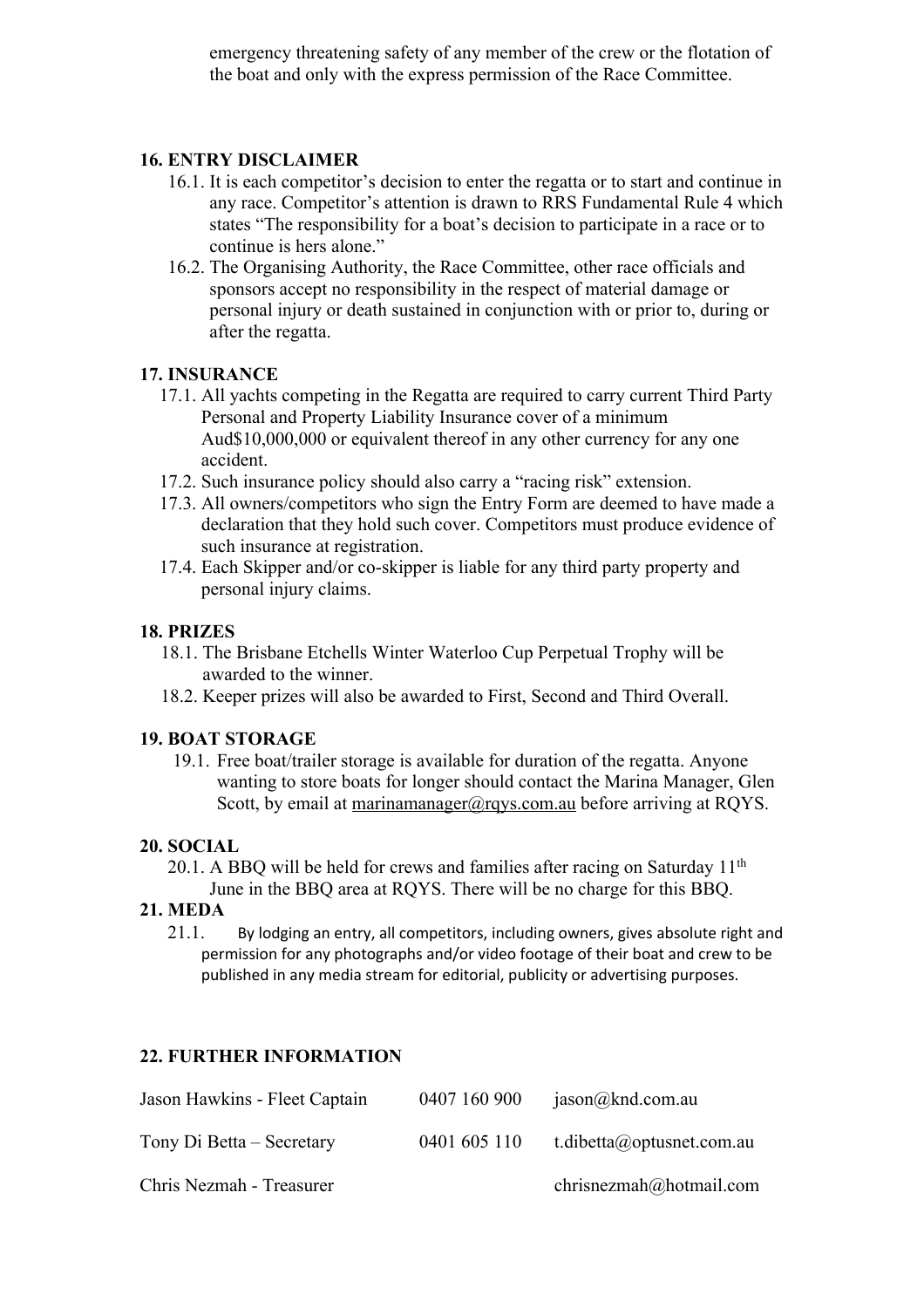emergency threatening safety of any member of the crew or the flotation of the boat and only with the express permission of the Race Committee.

### 16. ENTRY DISCLAIMER

16.1. It is each competitor's decision to enter the regatta or to start and continue in any race. Competitor's attention is drawn to RRS Fundamental Rule 4 which states "The responsibility for a boat's decision to participate in a race or to continue is hers alone."

16.2. The Organising Authority, the Race Committee, other race officials and sponsors accept no responsibility in the respect of material damage or personal injury or death sustained in conjunction with or prior to, during or after the regatta.

### 17. INSURANCE

17.1. All yachts competing in the Regatta are required to carry current Third Party Personal and Property Liability Insurance cover of a minimum Aud$10,000,000 or equivalent thereof in any other currency for any one accident.

17.2. Such insurance policy should also carry a "racing risk" extension.

17.3. All owners/competitors who sign the Entry Form are deemed to have made a declaration that they hold such cover. Competitors must produce evidence of such insurance at registration.

17.4. Each Skipper and/or co-skipper is liable for any third party property and personal injury claims.

### 18. PRIZES

18.1. The Brisbane Etchells Winter Waterloo Cup Perpetual Trophy will be awarded to the winner.

18.2. Keeper prizes will also be awarded to First, Second and Third Overall.

### 19. BOAT STORAGE

19.1. Free boat/trailer storage is available for duration of the regatta. Anyone wanting to store boats for longer should contact the Marina Manager, Glen Scott, by email at marinamanager@rqys.com.au before arriving at RQYS.

### 20. SOCIAL

20.1. A BBQ will be held for crews and families after racing on Saturday 11th June in the BBQ area at RQYS. There will be no charge for this BBQ.

### 21. MEDA

21.1. By lodging an entry, all competitors, including owners, gives absolute right and permission for any photographs and/or video footage of their boat and crew to be published in any media stream for editorial, publicity or advertising purposes.

### 22. FURTHER INFORMATION

| | | |
|---|---|---|
| Jason Hawkins - Fleet Captain | 0407 160 900 | jason@knd.com.au |
| Tony Di Betta – Secretary | 0401 605 110 | t.dibetta@optusnet.com.au |
| Chris Nezmah - Treasurer | | chrisnezmah@hotmail.com |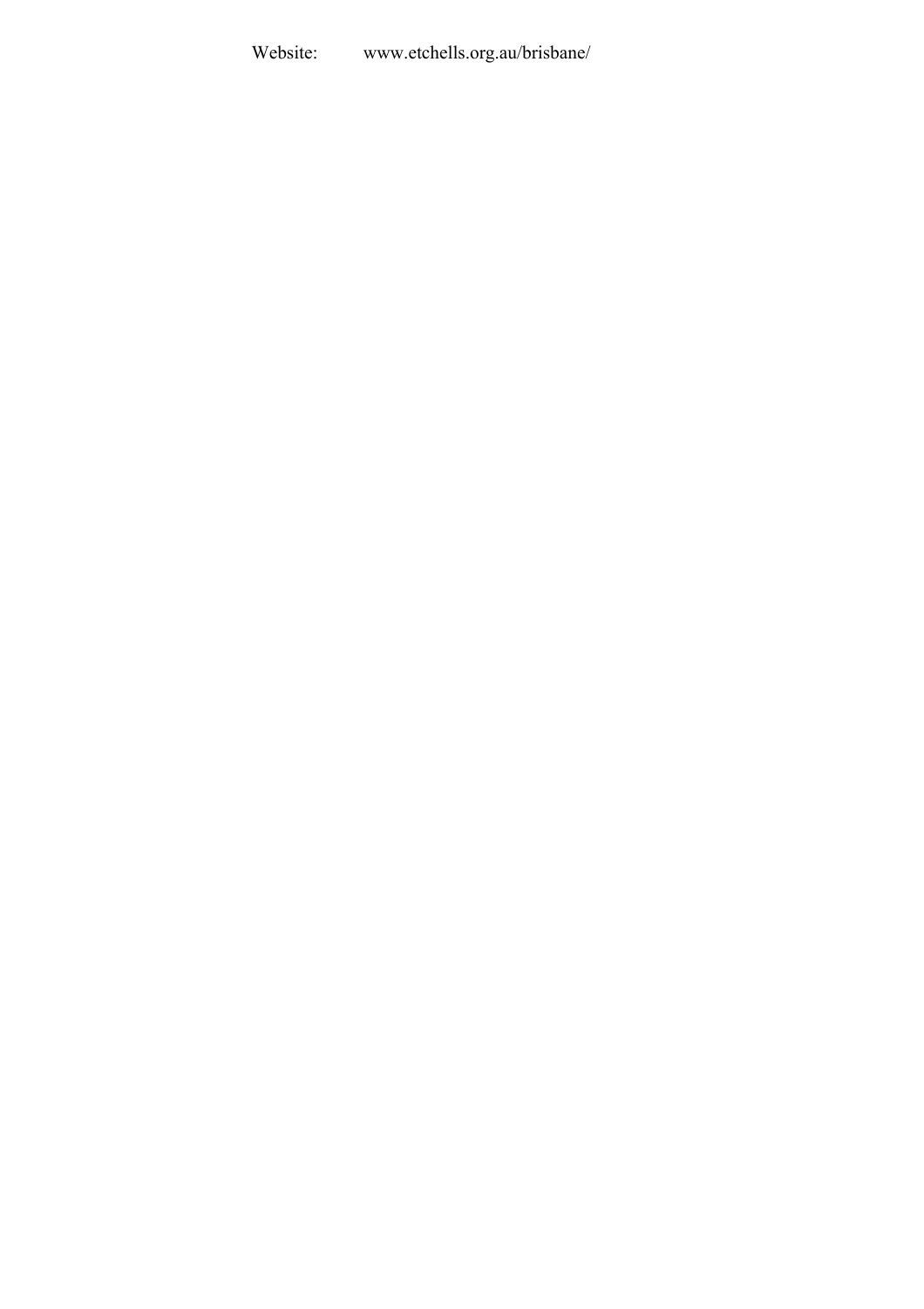Website: www.etchells.org.au/brisbane/